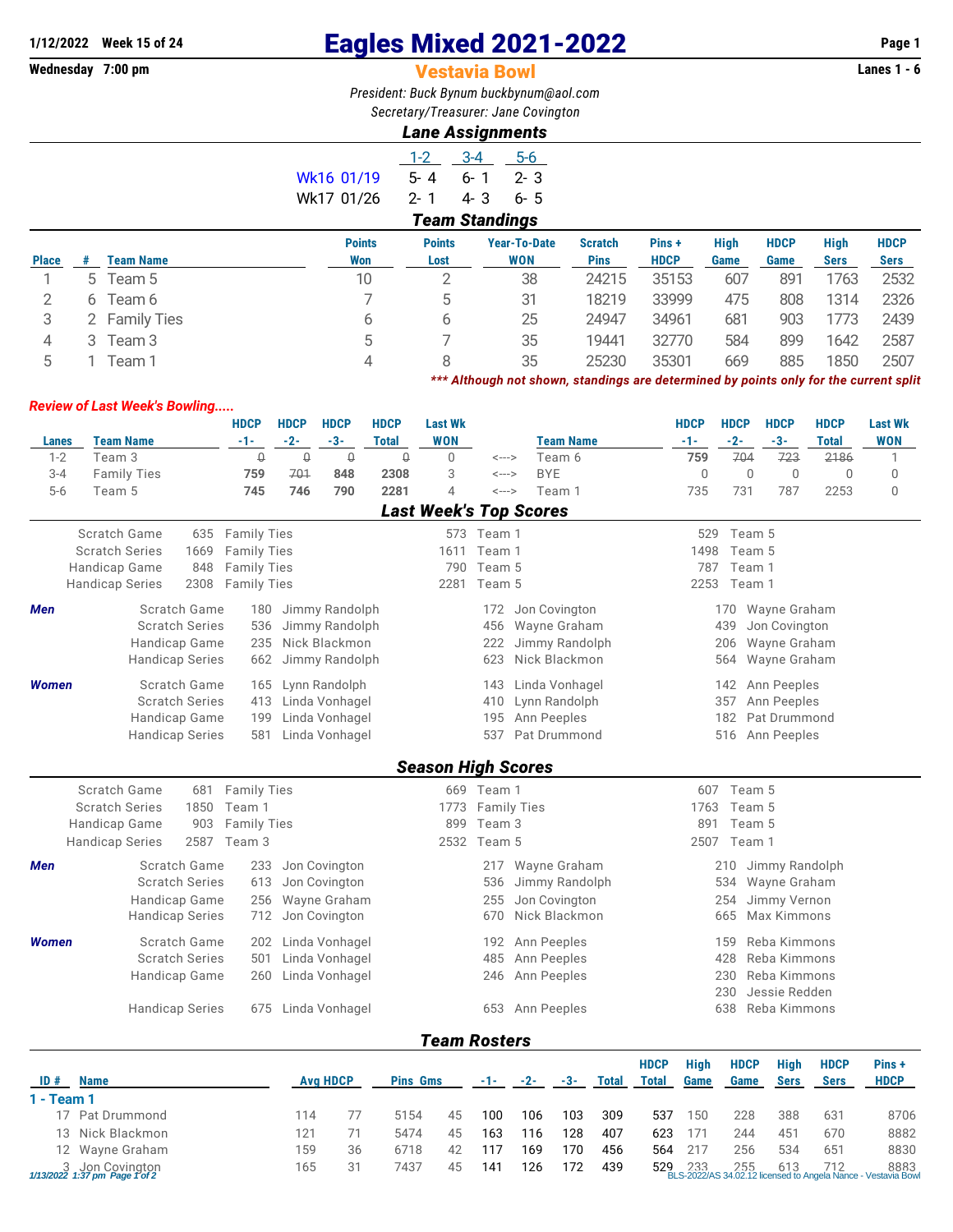# Eagles Mixed 2021-2022

1/12/2022 Week 15 of 24

Wednesday 7:00 pm

## Vestavia Bowl

Lanes 1 - 6

*President: Buck Bynum buckbynum@aol.com*

*Secretary/Treasurer: Jane Covington*

### *Lane Assignments*

| | 1-2 | 3-4 | 5-6 |
|---|---|---|---|
| Wk16 01/19 | 5- 4 | 6- 1 | 2- 3 |
| Wk17 01/26 | 2- 1 | 4- 3 | 6- 5 |

### *Team Standings*

| Place | # | Team Name | Points Won | Points Lost | Year-To-Date WON | Scratch Pins | Pins + HDCP | High Game | HDCP Game | High Sers | HDCP Sers |
|---|---|---|---|---|---|---|---|---|---|---|---|
| 1 | 5 | Team 5 | 10 | 2 | 38 | 24215 | 35153 | 607 | 891 | 1763 | 2532 |
| 2 | 6 | Team 6 | 7 | 5 | 31 | 18219 | 33999 | 475 | 808 | 1314 | 2326 |
| 3 | 2 | Family Ties | 6 | 6 | 25 | 24947 | 34961 | 681 | 903 | 1773 | 2439 |
| 4 | 3 | Team 3 | 5 | 7 | 35 | 19441 | 32770 | 584 | 899 | 1642 | 2587 |
| 5 | 1 | Team 1 | 4 | 8 | 35 | 25230 | 35301 | 669 | 885 | 1850 | 2507 |

*\*\*\* Although not shown, standings are determined by points only for the current split*

*Review of Last Week's Bowling.....*

| Lanes | Team Name | HDCP -1- | HDCP -2- | HDCP -3- | HDCP Total | Last Wk WON | | Team Name | HDCP -1- | HDCP -2- | HDCP -3- | HDCP Total | Last Wk WON |
|---|---|---|---|---|---|---|---|---|---|---|---|---|---|
| 1-2 | Team 3 | ~~0~~ | ~~0~~ | ~~0~~ | ~~0~~ | 0 | <---> | Team 6 | **759** | ~~704~~ | ~~723~~ | ~~2186~~ | 1 |
| 3-4 | Family Ties | **759** | ~~701~~ | **848** | **2308** | 3 | <---> | BYE | 0 | 0 | 0 | 0 | 0 |
| 5-6 | Team 5 | **745** | **746** | **790** | **2281** | 4 | <---> | Team 1 | 735 | 731 | 787 | 2253 | 0 |

### *Last Week's Top Scores*

| | | | | | | |
|---|---|---|---|---|---|---|
| Scratch Game | 635 | Family Ties | 573 | Team 1 | 529 | Team 5 |
| Scratch Series | 1669 | Family Ties | 1611 | Team 1 | 1498 | Team 5 |
| Handicap Game | 848 | Family Ties | 790 | Team 5 | 787 | Team 1 |
| Handicap Series | 2308 | Family Ties | 2281 | Team 5 | 2253 | Team 1 |

***Men***

| | | | | | | |
|---|---|---|---|---|---|---|
| Scratch Game | 180 | Jimmy Randolph | 172 | Jon Covington | 170 | Wayne Graham |
| Scratch Series | 536 | Jimmy Randolph | 456 | Wayne Graham | 439 | Jon Covington |
| Handicap Game | 235 | Nick Blackmon | 222 | Jimmy Randolph | 206 | Wayne Graham |
| Handicap Series | 662 | Jimmy Randolph | 623 | Nick Blackmon | 564 | Wayne Graham |

***Women***

| | | | | | | |
|---|---|---|---|---|---|---|
| Scratch Game | 165 | Lynn Randolph | 143 | Linda Vonhagel | 142 | Ann Peeples |
| Scratch Series | 413 | Linda Vonhagel | 410 | Lynn Randolph | 357 | Ann Peeples |
| Handicap Game | 199 | Linda Vonhagel | 195 | Ann Peeples | 182 | Pat Drummond |
| Handicap Series | 581 | Linda Vonhagel | 537 | Pat Drummond | 516 | Ann Peeples |

### *Season High Scores*

| | | | | | | |
|---|---|---|---|---|---|---|
| Scratch Game | 681 | Family Ties | 669 | Team 1 | 607 | Team 5 |
| Scratch Series | 1850 | Team 1 | 1773 | Family Ties | 1763 | Team 5 |
| Handicap Game | 903 | Family Ties | 899 | Team 3 | 891 | Team 5 |
| Handicap Series | 2587 | Team 3 | 2532 | Team 5 | 2507 | Team 1 |

***Men***

| | | | | | | |
|---|---|---|---|---|---|---|
| Scratch Game | 233 | Jon Covington | 217 | Wayne Graham | 210 | Jimmy Randolph |
| Scratch Series | 613 | Jon Covington | 536 | Jimmy Randolph | 534 | Wayne Graham |
| Handicap Game | 256 | Wayne Graham | 255 | Jon Covington | 254 | Jimmy Vernon |
| Handicap Series | 712 | Jon Covington | 670 | Nick Blackmon | 665 | Max Kimmons |

***Women***

| | | | | | | |
|---|---|---|---|---|---|---|
| Scratch Game | 202 | Linda Vonhagel | 192 | Ann Peeples | 159 | Reba Kimmons |
| Scratch Series | 501 | Linda Vonhagel | 485 | Ann Peeples | 428 | Reba Kimmons |
| Handicap Game | 260 | Linda Vonhagel | 246 | Ann Peeples | 230 | Reba Kimmons |
| | | | | | 230 | Jessie Redden |
| Handicap Series | 675 | Linda Vonhagel | 653 | Ann Peeples | 638 | Reba Kimmons |

### *Team Rosters*

| ID # | Name | Avg | HDCP | Pins | Gms | -1- | -2- | -3- | Total | HDCP Total | High Game | HDCP Game | High Sers | HDCP Sers | Pins + HDCP |
|---|---|---|---|---|---|---|---|---|---|---|---|---|---|---|---|
| **1 - Team 1** | | | | | | | | | | | | | | | |
| 17 | Pat Drummond | 114 | 77 | 5154 | 45 | 100 | 106 | 103 | 309 | 537 | 150 | 228 | 388 | 631 | 8706 |
| 13 | Nick Blackmon | 121 | 71 | 5474 | 45 | 163 | 116 | 128 | 407 | 623 | 171 | 244 | 451 | 670 | 8882 |
| 12 | Wayne Graham | 159 | 36 | 6718 | 42 | 117 | 169 | 170 | 456 | 564 | 217 | 256 | 534 | 651 | 8830 |
| 3 | Jon Covington | 165 | 31 | 7437 | 45 | 141 | 126 | 172 | 439 | 529 | 233 | 255 | 613 | 712 | 8883 |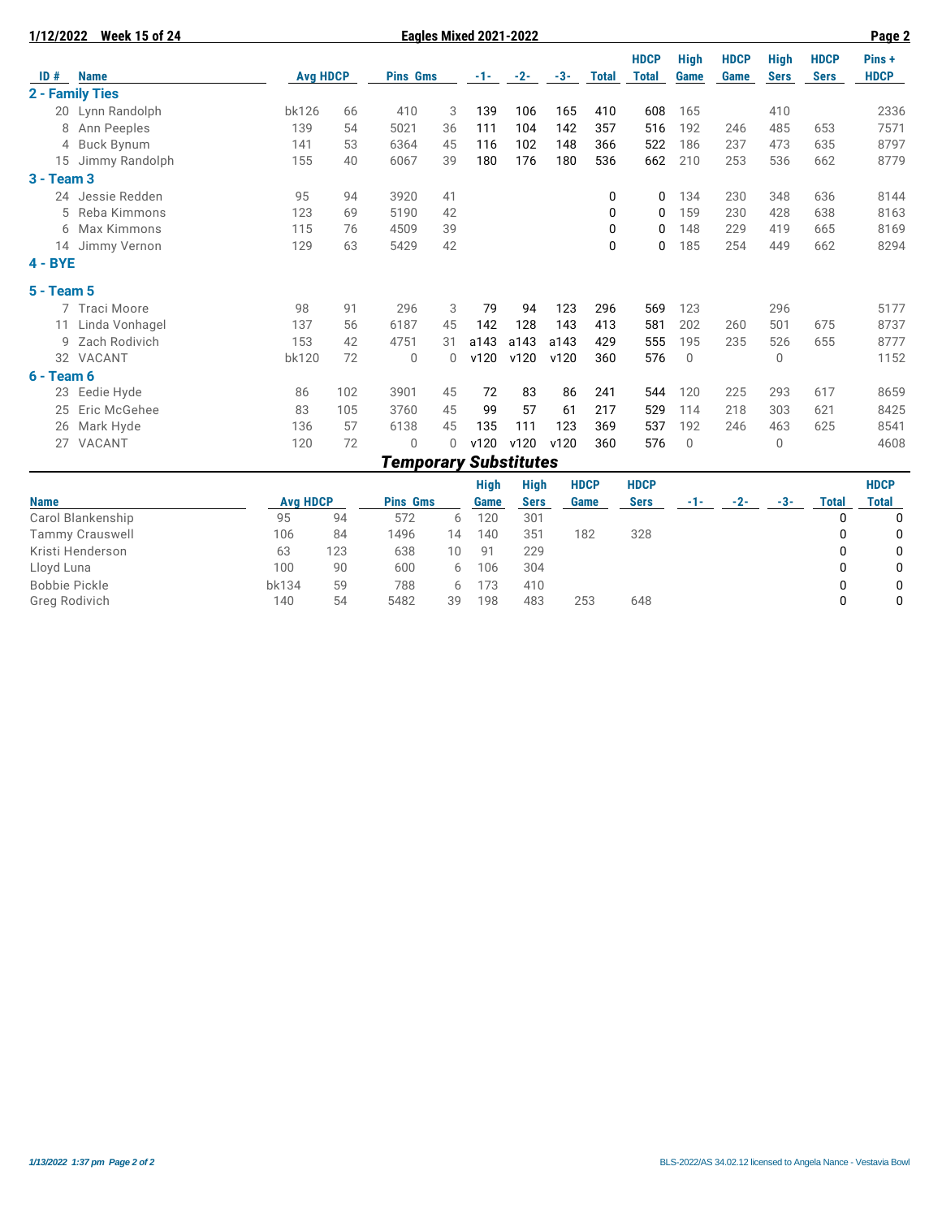# Eagles Mixed 2021-2022

1/12/2022 Week 15 of 24

| ID # | Name | Avg | HDCP | Pins | Gms | -1- | -2- | -3- | Total | HDCP Total | High Game | HDCP Game | High Sers | HDCP Sers | Pins + HDCP |
|---|---|---|---|---|---|---|---|---|---|---|---|---|---|---|---|
| **2 - Family Ties** | | | | | | | | | | | | | | | |
| 20 | Lynn Randolph | bk126 | 66 | 410 | 3 | 139 | 106 | 165 | 410 | 608 | 165 | | 410 | | 2336 |
| 8 | Ann Peeples | 139 | 54 | 5021 | 36 | 111 | 104 | 142 | 357 | 516 | 192 | 246 | 485 | 653 | 7571 |
| 4 | Buck Bynum | 141 | 53 | 6364 | 45 | 116 | 102 | 148 | 366 | 522 | 186 | 237 | 473 | 635 | 8797 |
| 15 | Jimmy Randolph | 155 | 40 | 6067 | 39 | 180 | 176 | 180 | 536 | 662 | 210 | 253 | 536 | 662 | 8779 |
| **3 - Team 3** | | | | | | | | | | | | | | | |
| 24 | Jessie Redden | 95 | 94 | 3920 | 41 | | | | 0 | 0 | 134 | 230 | 348 | 636 | 8144 |
| 5 | Reba Kimmons | 123 | 69 | 5190 | 42 | | | | 0 | 0 | 159 | 230 | 428 | 638 | 8163 |
| 6 | Max Kimmons | 115 | 76 | 4509 | 39 | | | | 0 | 0 | 148 | 229 | 419 | 665 | 8169 |
| 14 | Jimmy Vernon | 129 | 63 | 5429 | 42 | | | | 0 | 0 | 185 | 254 | 449 | 662 | 8294 |
| **4 - BYE** | | | | | | | | | | | | | | | |
| **5 - Team 5** | | | | | | | | | | | | | | | |
| 7 | Traci Moore | 98 | 91 | 296 | 3 | 79 | 94 | 123 | 296 | 569 | 123 | | 296 | | 5177 |
| 11 | Linda Vonhagel | 137 | 56 | 6187 | 45 | 142 | 128 | 143 | 413 | 581 | 202 | 260 | 501 | 675 | 8737 |
| 9 | Zach Rodivich | 153 | 42 | 4751 | 31 | a143 | a143 | a143 | 429 | 555 | 195 | 235 | 526 | 655 | 8777 |
| 32 | VACANT | bk120 | 72 | 0 | 0 | v120 | v120 | v120 | 360 | 576 | 0 | | 0 | | 1152 |
| **6 - Team 6** | | | | | | | | | | | | | | | |
| 23 | Eedie Hyde | 86 | 102 | 3901 | 45 | 72 | 83 | 86 | 241 | 544 | 120 | 225 | 293 | 617 | 8659 |
| 25 | Eric McGehee | 83 | 105 | 3760 | 45 | 99 | 57 | 61 | 217 | 529 | 114 | 218 | 303 | 621 | 8425 |
| 26 | Mark Hyde | 136 | 57 | 6138 | 45 | 135 | 111 | 123 | 369 | 537 | 192 | 246 | 463 | 625 | 8541 |
| 27 | VACANT | 120 | 72 | 0 | 0 | v120 | v120 | v120 | 360 | 576 | 0 | | 0 | | 4608 |

## *Temporary Substitutes*

| Name | Avg | HDCP | Pins | Gms | High Game | High Sers | HDCP Game | HDCP Sers | -1- | -2- | -3- | Total | HDCP Total |
|---|---|---|---|---|---|---|---|---|---|---|---|---|---|
| Carol Blankenship | 95 | 94 | 572 | 6 | 120 | 301 | | | | | | 0 | 0 |
| Tammy Crauswell | 106 | 84 | 1496 | 14 | 140 | 351 | 182 | 328 | | | | 0 | 0 |
| Kristi Henderson | 63 | 123 | 638 | 10 | 91 | 229 | | | | | | 0 | 0 |
| Lloyd Luna | 100 | 90 | 600 | 6 | 106 | 304 | | | | | | 0 | 0 |
| Bobbie Pickle | bk134 | 59 | 788 | 6 | 173 | 410 | | | | | | 0 | 0 |
| Greg Rodivich | 140 | 54 | 5482 | 39 | 198 | 483 | 253 | 648 | | | | 0 | 0 |

*1/13/2022 1:37 pm*

BLS-2022/AS 34.02.12 licensed to Angela Nance - Vestavia Bowl